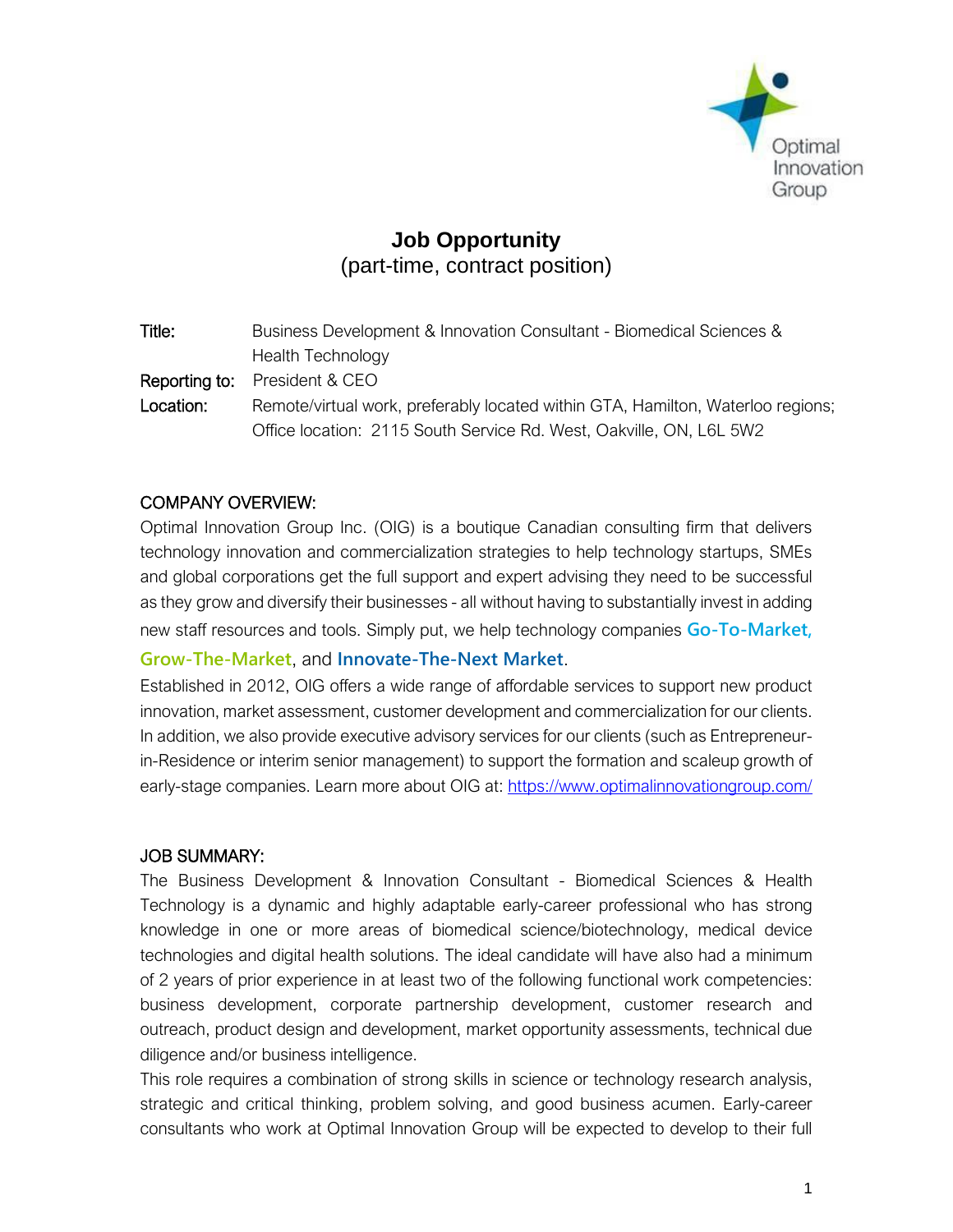# Job Opportunity
## (part-time, contract position)

**Title:** Business Development & Innovation Consultant - Biomedical Sciences & Health Technology

**Reporting to:** President & CEO

**Location:** Remote/virtual work, preferably located within GTA, Hamilton, Waterloo regions; Office location: 2115 South Service Rd. West, Oakville, ON, L6L 5W2

## COMPANY OVERVIEW:

Optimal Innovation Group Inc. (OIG) is a boutique Canadian consulting firm that delivers technology innovation and commercialization strategies to help technology startups, SMEs and global corporations get the full support and expert advising they need to be successful as they grow and diversify their businesses - all without having to substantially invest in adding new staff resources and tools. Simply put, we help technology companies **Go-To-Market, Grow-The-Market**, and **Innovate-The-Next Market**.

Established in 2012, OIG offers a wide range of affordable services to support new product innovation, market assessment, customer development and commercialization for our clients. In addition, we also provide executive advisory services for our clients (such as Entrepreneur-in-Residence or interim senior management) to support the formation and scaleup growth of early-stage companies. Learn more about OIG at: https://www.optimalinnovationgroup.com/

## JOB SUMMARY:

The Business Development & Innovation Consultant - Biomedical Sciences & Health Technology is a dynamic and highly adaptable early-career professional who has strong knowledge in one or more areas of biomedical science/biotechnology, medical device technologies and digital health solutions. The ideal candidate will have also had a minimum of 2 years of prior experience in at least two of the following functional work competencies: business development, corporate partnership development, customer research and outreach, product design and development, market opportunity assessments, technical due diligence and/or business intelligence.

This role requires a combination of strong skills in science or technology research analysis, strategic and critical thinking, problem solving, and good business acumen. Early-career consultants who work at Optimal Innovation Group will be expected to develop to their full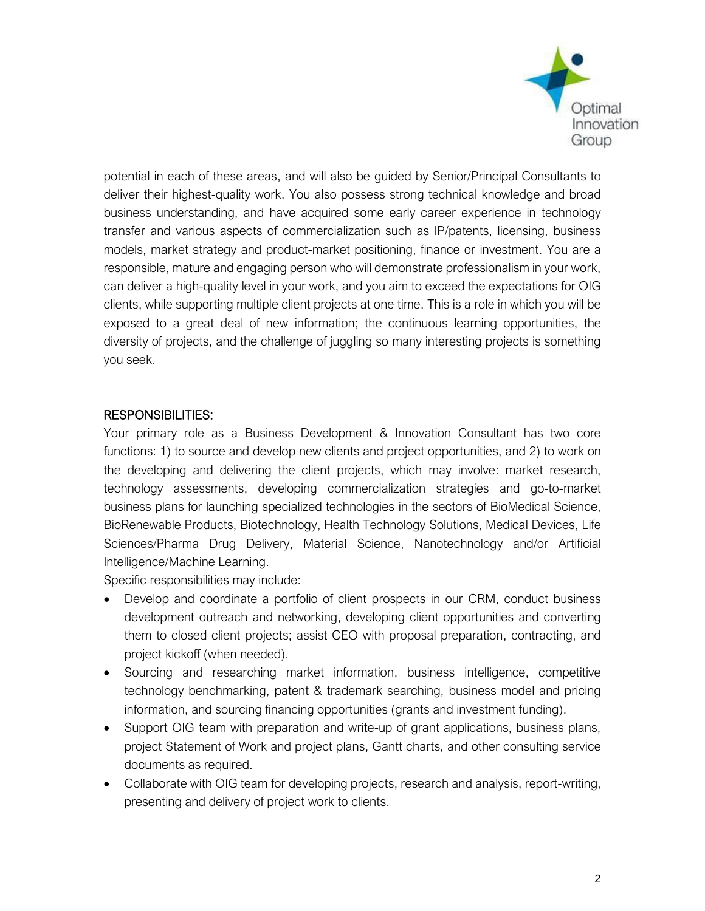potential in each of these areas, and will also be guided by Senior/Principal Consultants to deliver their highest-quality work. You also possess strong technical knowledge and broad business understanding, and have acquired some early career experience in technology transfer and various aspects of commercialization such as IP/patents, licensing, business models, market strategy and product-market positioning, finance or investment. You are a responsible, mature and engaging person who will demonstrate professionalism in your work, can deliver a high-quality level in your work, and you aim to exceed the expectations for OIG clients, while supporting multiple client projects at one time. This is a role in which you will be exposed to a great deal of new information; the continuous learning opportunities, the diversity of projects, and the challenge of juggling so many interesting projects is something you seek.

## RESPONSIBILITIES:

Your primary role as a Business Development & Innovation Consultant has two core functions: 1) to source and develop new clients and project opportunities, and 2) to work on the developing and delivering the client projects, which may involve: market research, technology assessments, developing commercialization strategies and go-to-market business plans for launching specialized technologies in the sectors of BioMedical Science, BioRenewable Products, Biotechnology, Health Technology Solutions, Medical Devices, Life Sciences/Pharma Drug Delivery, Material Science, Nanotechnology and/or Artificial Intelligence/Machine Learning.

Specific responsibilities may include:

- Develop and coordinate a portfolio of client prospects in our CRM, conduct business development outreach and networking, developing client opportunities and converting them to closed client projects; assist CEO with proposal preparation, contracting, and project kickoff (when needed).
- Sourcing and researching market information, business intelligence, competitive technology benchmarking, patent & trademark searching, business model and pricing information, and sourcing financing opportunities (grants and investment funding).
- Support OIG team with preparation and write-up of grant applications, business plans, project Statement of Work and project plans, Gantt charts, and other consulting service documents as required.
- Collaborate with OIG team for developing projects, research and analysis, report-writing, presenting and delivery of project work to clients.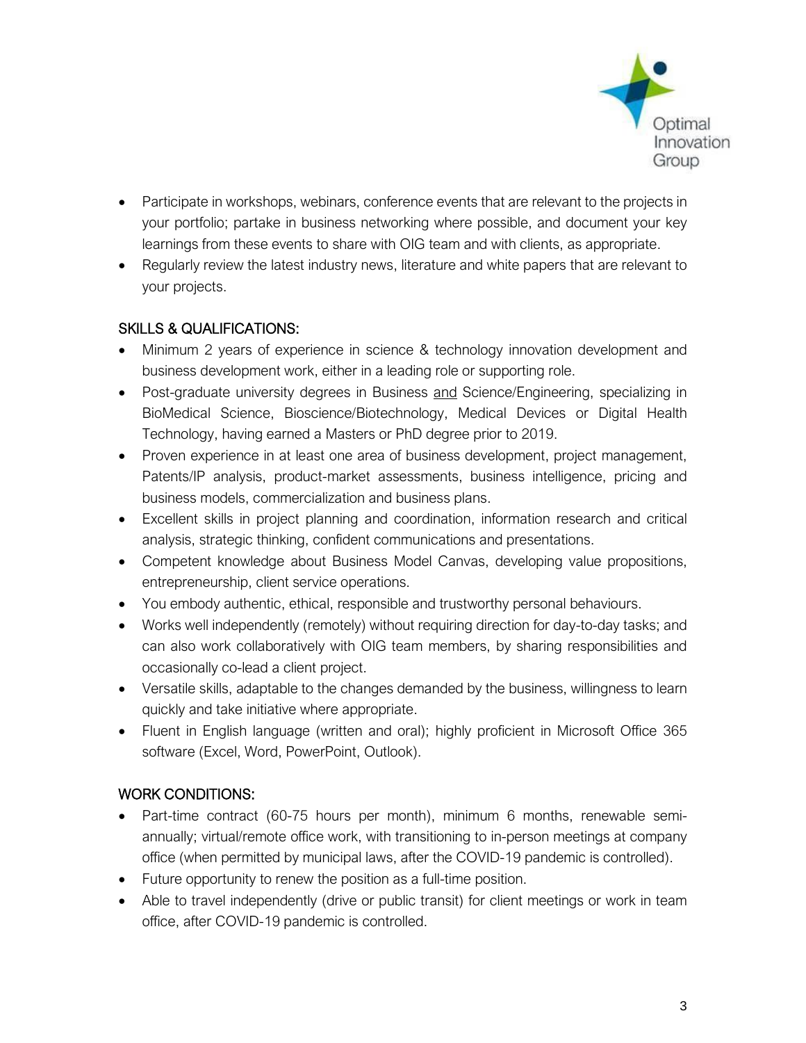- Participate in workshops, webinars, conference events that are relevant to the projects in your portfolio; partake in business networking where possible, and document your key learnings from these events to share with OIG team and with clients, as appropriate.
- Regularly review the latest industry news, literature and white papers that are relevant to your projects.

## SKILLS & QUALIFICATIONS:

- Minimum 2 years of experience in science & technology innovation development and business development work, either in a leading role or supporting role.
- Post-graduate university degrees in Business and Science/Engineering, specializing in BioMedical Science, Bioscience/Biotechnology, Medical Devices or Digital Health Technology, having earned a Masters or PhD degree prior to 2019.
- Proven experience in at least one area of business development, project management, Patents/IP analysis, product-market assessments, business intelligence, pricing and business models, commercialization and business plans.
- Excellent skills in project planning and coordination, information research and critical analysis, strategic thinking, confident communications and presentations.
- Competent knowledge about Business Model Canvas, developing value propositions, entrepreneurship, client service operations.
- You embody authentic, ethical, responsible and trustworthy personal behaviours.
- Works well independently (remotely) without requiring direction for day-to-day tasks; and can also work collaboratively with OIG team members, by sharing responsibilities and occasionally co-lead a client project.
- Versatile skills, adaptable to the changes demanded by the business, willingness to learn quickly and take initiative where appropriate.
- Fluent in English language (written and oral); highly proficient in Microsoft Office 365 software (Excel, Word, PowerPoint, Outlook).

## WORK CONDITIONS:

- Part-time contract (60-75 hours per month), minimum 6 months, renewable semi-annually; virtual/remote office work, with transitioning to in-person meetings at company office (when permitted by municipal laws, after the COVID-19 pandemic is controlled).
- Future opportunity to renew the position as a full-time position.
- Able to travel independently (drive or public transit) for client meetings or work in team office, after COVID-19 pandemic is controlled.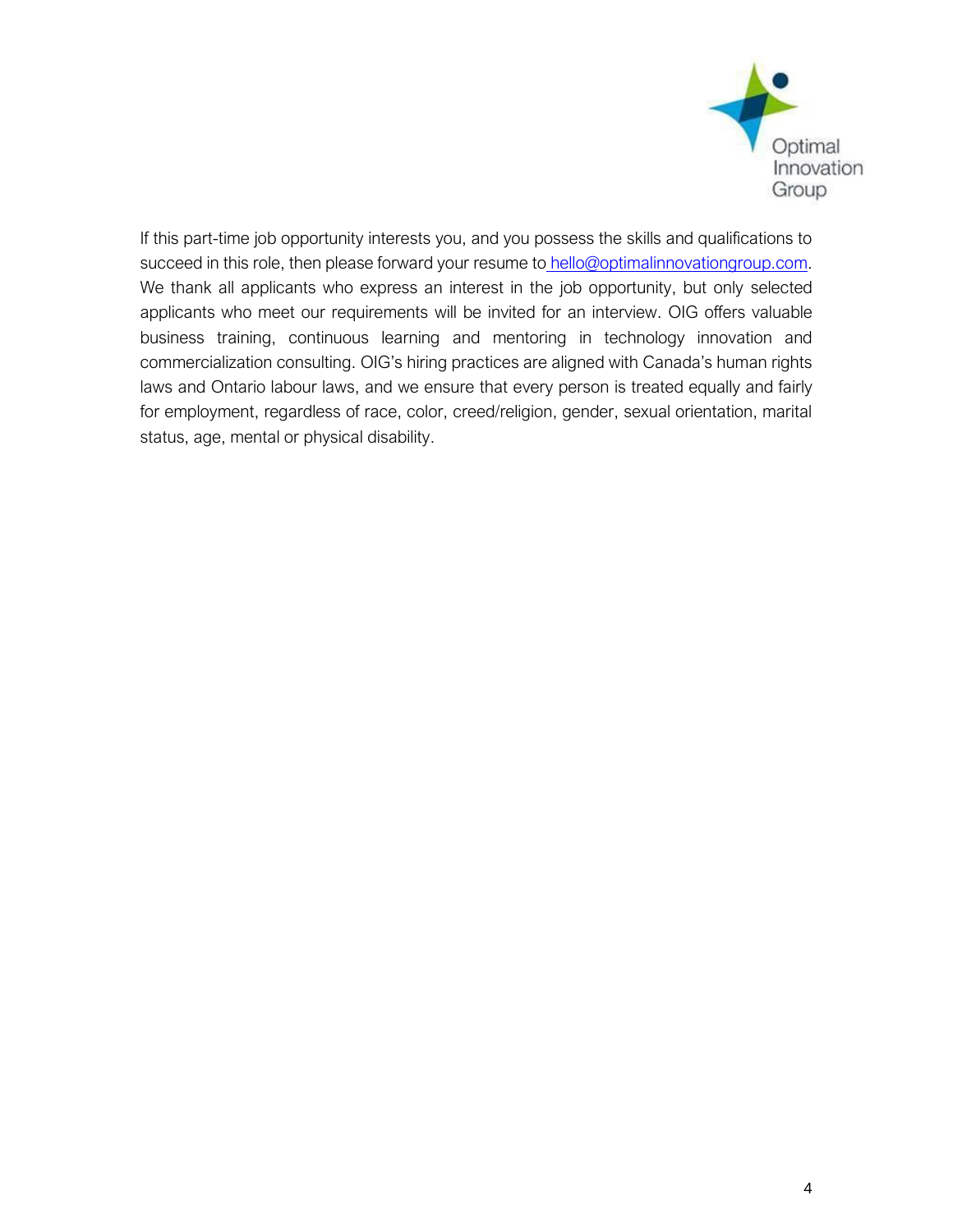If this part-time job opportunity interests you, and you possess the skills and qualifications to succeed in this role, then please forward your resume to hello@optimalinnovationgroup.com. We thank all applicants who express an interest in the job opportunity, but only selected applicants who meet our requirements will be invited for an interview. OIG offers valuable business training, continuous learning and mentoring in technology innovation and commercialization consulting. OIG's hiring practices are aligned with Canada's human rights laws and Ontario labour laws, and we ensure that every person is treated equally and fairly for employment, regardless of race, color, creed/religion, gender, sexual orientation, marital status, age, mental or physical disability.